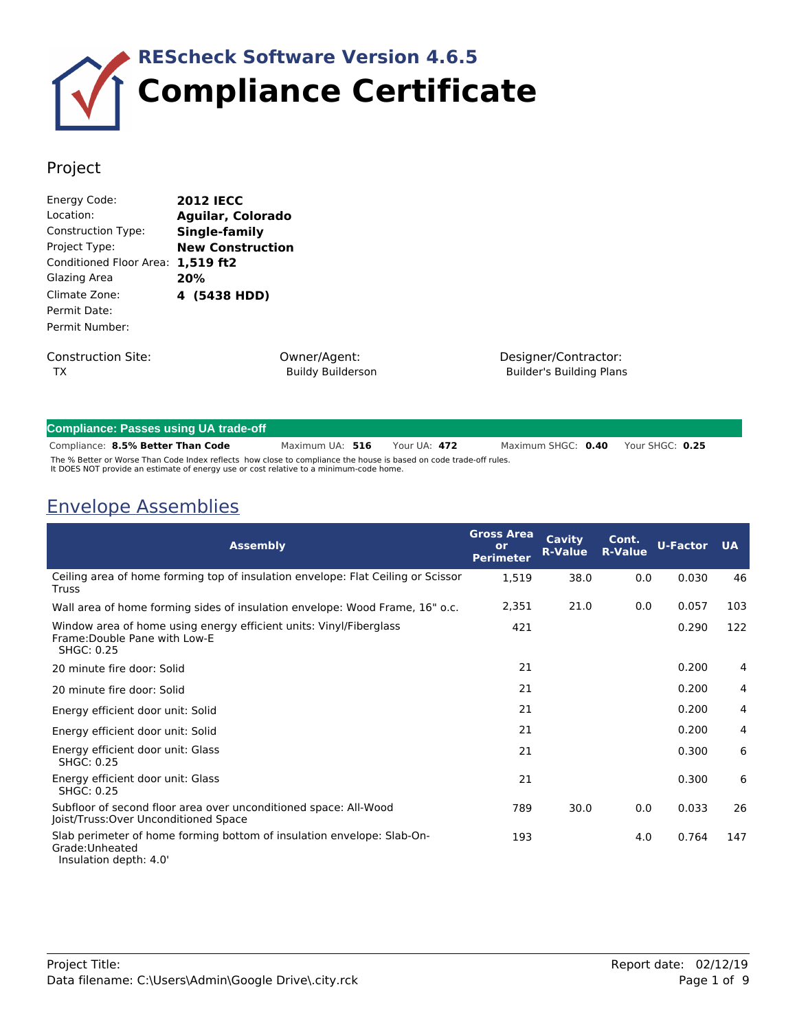# REScheck Software Version 4.6.5
# Compliance Certificate

## Project

Energy Code: **2012 IECC**
Location: **Aguilar, Colorado**
Construction Type: **Single-family**
Project Type: **New Construction**
Conditioned Floor Area: **1,519 ft2**
Glazing Area **20%**
Climate Zone: **4 (5438 HDD)**
Permit Date:
Permit Number:

Construction Site:
TX

Owner/Agent:
Buildy Builderson

Designer/Contractor:
Builder's Building Plans

**Compliance: Passes using UA trade-off**

Compliance: **8.5% Better Than Code** Maximum UA: **516** Your UA: **472** Maximum SHGC: **0.40** Your SHGC: **0.25**

The % Better or Worse Than Code Index reflects how close to compliance the house is based on code trade-off rules.
It DOES NOT provide an estimate of energy use or cost relative to a minimum-code home.

## Envelope Assemblies

| Assembly | Gross Area or Perimeter | Cavity R-Value | Cont. R-Value | U-Factor | UA |
|---|---|---|---|---|---|
| Ceiling area of home forming top of insulation envelope: Flat Ceiling or Scissor Truss | 1,519 | 38.0 | 0.0 | 0.030 | 46 |
| Wall area of home forming sides of insulation envelope: Wood Frame, 16" o.c. | 2,351 | 21.0 | 0.0 | 0.057 | 103 |
| Window area of home using energy efficient units: Vinyl/Fiberglass Frame:Double Pane with Low-E SHGC: 0.25 | 421 | | | 0.290 | 122 |
| 20 minute fire door: Solid | 21 | | | 0.200 | 4 |
| 20 minute fire door: Solid | 21 | | | 0.200 | 4 |
| Energy efficient door unit: Solid | 21 | | | 0.200 | 4 |
| Energy efficient door unit: Solid | 21 | | | 0.200 | 4 |
| Energy efficient door unit: Glass SHGC: 0.25 | 21 | | | 0.300 | 6 |
| Energy efficient door unit: Glass SHGC: 0.25 | 21 | | | 0.300 | 6 |
| Subfloor of second floor area over unconditioned space: All-Wood Joist/Truss:Over Unconditioned Space | 789 | 30.0 | 0.0 | 0.033 | 26 |
| Slab perimeter of home forming bottom of insulation envelope: Slab-On-Grade:Unheated Insulation depth: 4.0' | 193 | | 4.0 | 0.764 | 147 |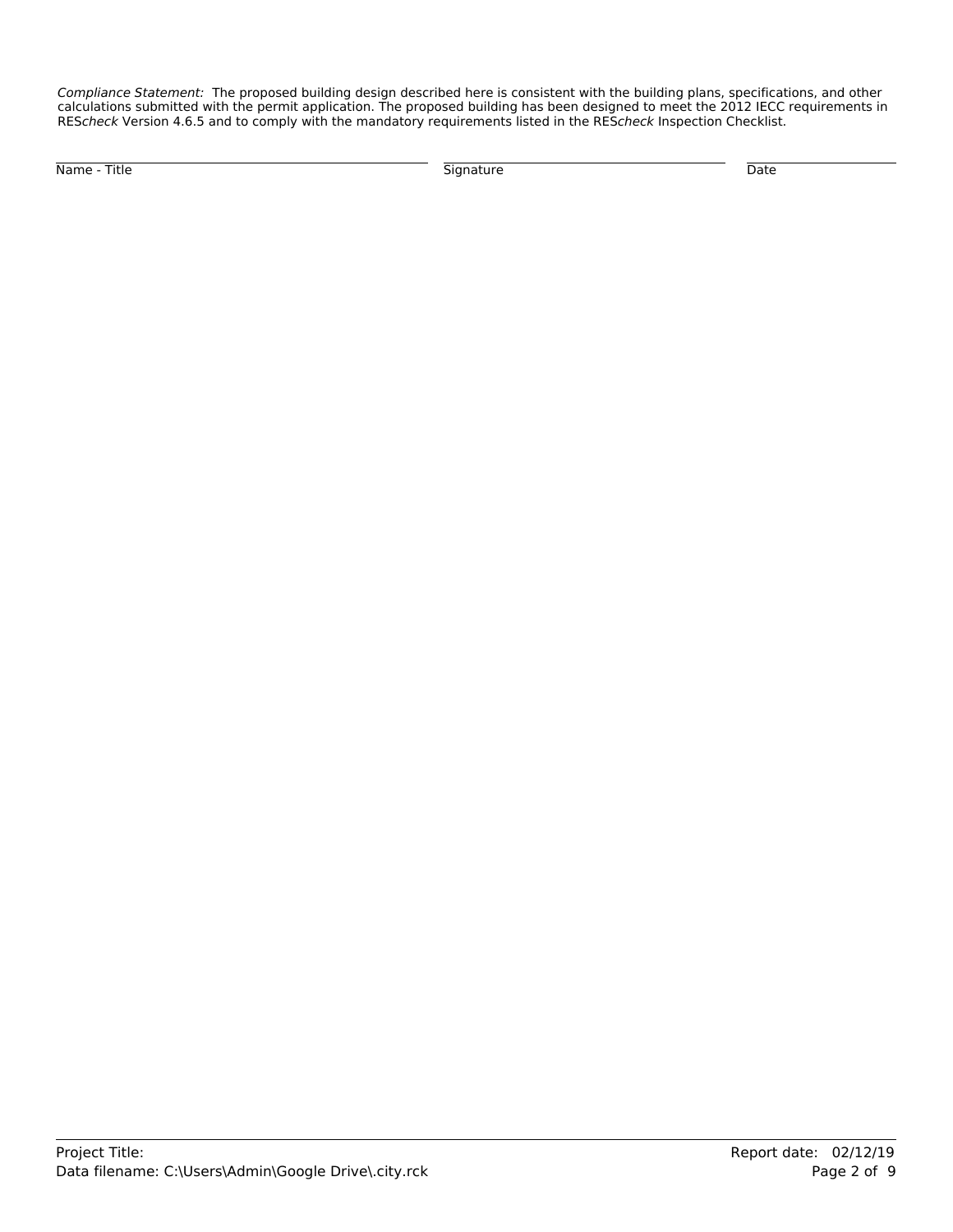*Compliance Statement:* The proposed building design described here is consistent with the building plans, specifications, and other calculations submitted with the permit application. The proposed building has been designed to meet the 2012 IECC requirements in RES*check* Version 4.6.5 and to comply with the mandatory requirements listed in the RES*check* Inspection Checklist.

| Name - Title | Signature | Date |
|---|---|---|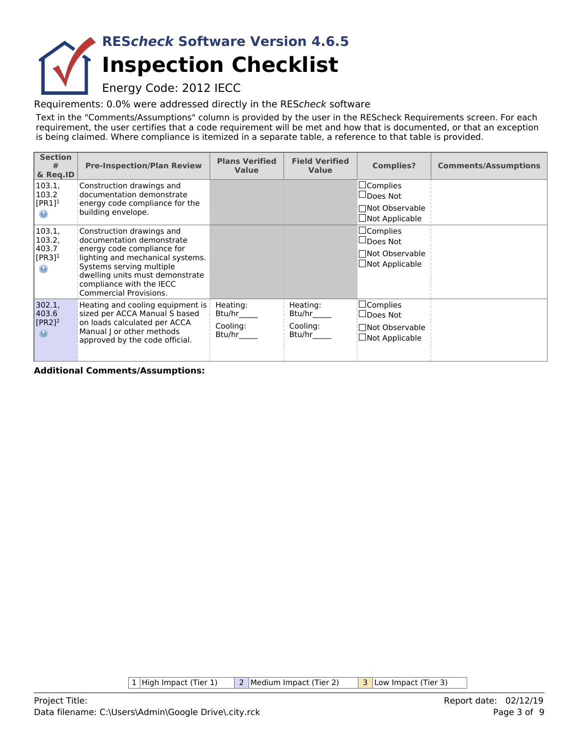# REScheck Software Version 4.6.5

# Inspection Checklist

Energy Code: 2012 IECC

Requirements: 0.0% were addressed directly in the REScheck software

Text in the "Comments/Assumptions" column is provided by the user in the REScheck Requirements screen. For each requirement, the user certifies that a code requirement will be met and how that is documented, or that an exception is being claimed. Where compliance is itemized in a separate table, a reference to that table is provided.

| Section # & Req.ID | Pre-Inspection/Plan Review | Plans Verified Value | Field Verified Value | Complies? | Comments/Assumptions |
|---|---|---|---|---|---|
| 103.1, 103.2 [PR1][1] | Construction drawings and documentation demonstrate energy code compliance for the building envelope. | | | ☐Complies ☐Does Not ☐Not Observable ☐Not Applicable | |
| 103.1, 103.2, 403.7 [PR3][1] | Construction drawings and documentation demonstrate energy code compliance for lighting and mechanical systems. Systems serving multiple dwelling units must demonstrate compliance with the IECC Commercial Provisions. | | | ☐Complies ☐Does Not ☐Not Observable ☐Not Applicable | |
| 302.1, 403.6 [PR2][2] | Heating and cooling equipment is sized per ACCA Manual S based on loads calculated per ACCA Manual J or other methods approved by the code official. | Heating: Btu/hr_____ Cooling: Btu/hr_____ | Heating: Btu/hr_____ Cooling: Btu/hr_____ | ☐Complies ☐Does Not ☐Not Observable ☐Not Applicable | |

**Additional Comments/Assumptions:**

| 1 | High Impact (Tier 1) | 2 | Medium Impact (Tier 2) | 3 | Low Impact (Tier 3) |
|---|---|---|---|---|---|

Project Title:
Data filename: C:\Users\Admin\Google Drive\.city.rck

Report date: 02/12/19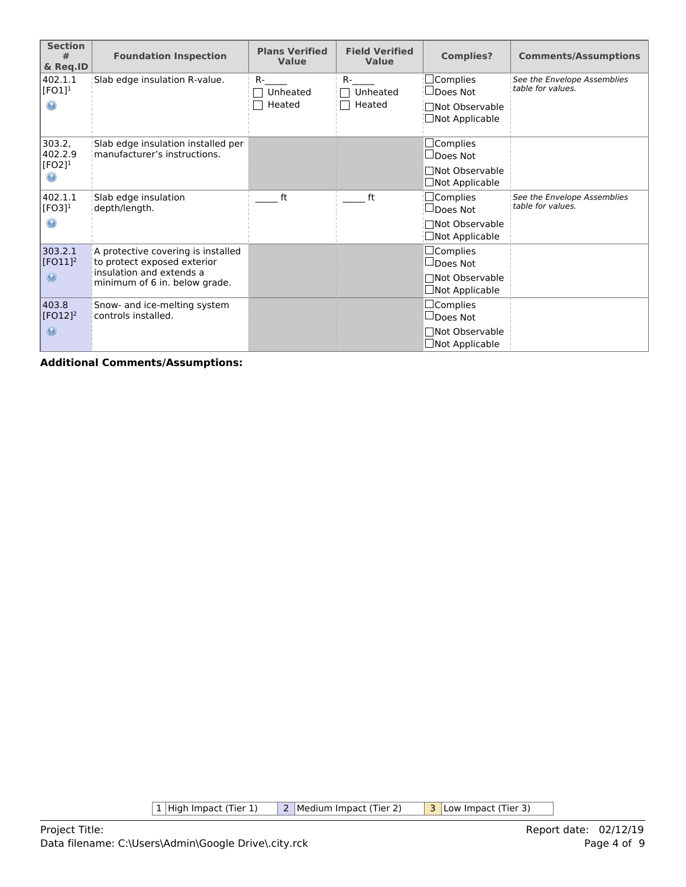| Section # & Req.ID | Foundation Inspection | Plans Verified Value | Field Verified Value | Complies? | Comments/Assumptions |
|---|---|---|---|---|---|
| 402.1.1 [FO1][1] | Slab edge insulation R-value. | R-_____ ☐ Unheated ☐ Heated | R-_____ ☐ Unheated ☐ Heated | ☐Complies ☐Does Not ☐Not Observable ☐Not Applicable | *See the Envelope Assemblies table for values.* |
| 303.2, 402.2.9 [FO2][1] | Slab edge insulation installed per manufacturer's instructions. | | | ☐Complies ☐Does Not ☐Not Observable ☐Not Applicable | |
| 402.1.1 [FO3][1] | Slab edge insulation depth/length. | _____ ft | _____ ft | ☐Complies ☐Does Not ☐Not Observable ☐Not Applicable | *See the Envelope Assemblies table for values.* |
| 303.2.1 [FO11][2] | A protective covering is installed to protect exposed exterior insulation and extends a minimum of 6 in. below grade. | | | ☐Complies ☐Does Not ☐Not Observable ☐Not Applicable | |
| 403.8 [FO12][2] | Snow- and ice-melting system controls installed. | | | ☐Complies ☐Does Not ☐Not Observable ☐Not Applicable | |

**Additional Comments/Assumptions:**

| 1 | High Impact (Tier 1) | 2 | Medium Impact (Tier 2) | 3 | Low Impact (Tier 3) |
|---|---|---|---|---|---|

Project Title:

Data filename: C:\Users\Admin\Google Drive\.city.rck

Report date: 02/12/19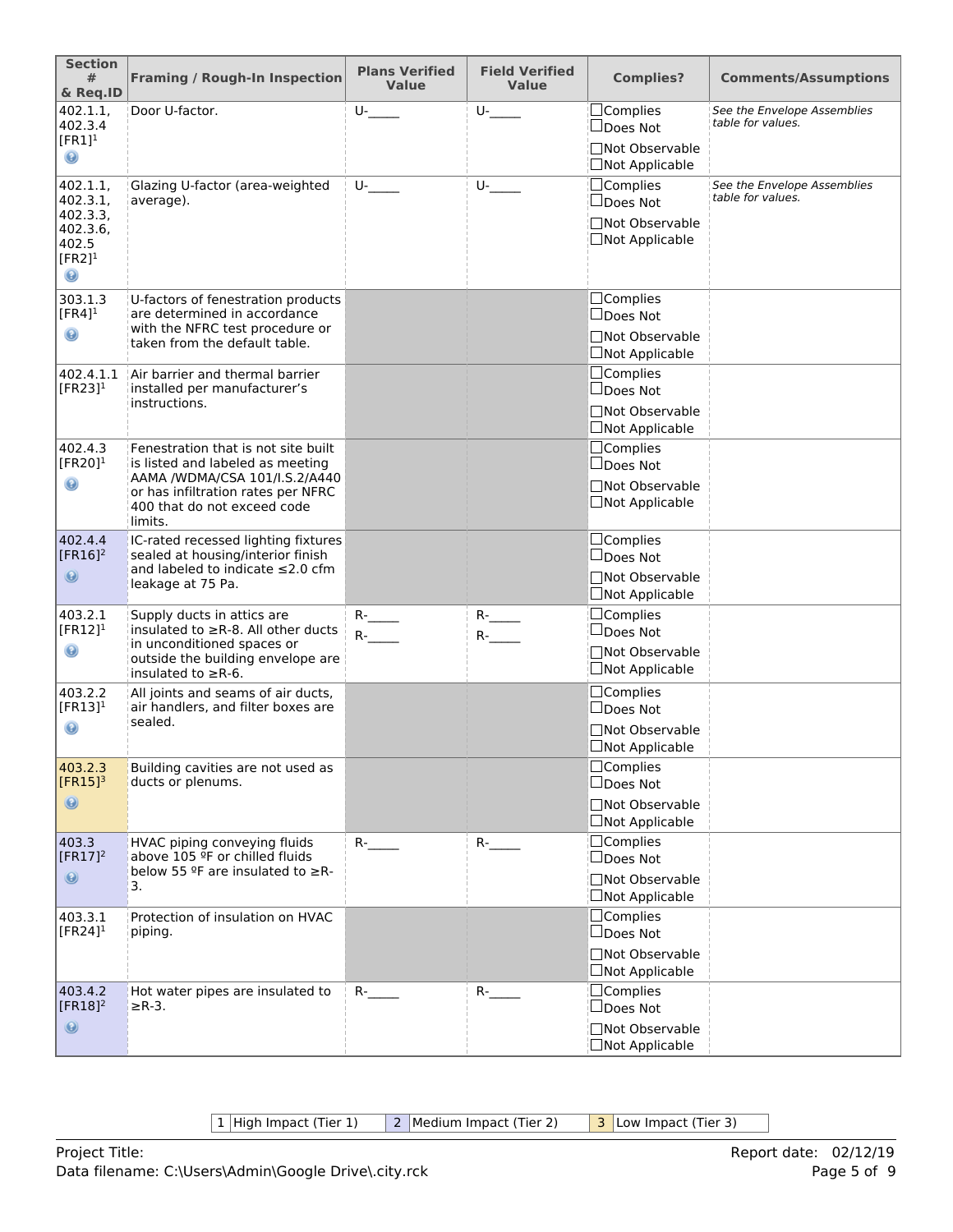| Section # & Req.ID | Framing / Rough-In Inspection | Plans Verified Value | Field Verified Value | Complies? | Comments/Assumptions |
|---|---|---|---|---|---|
| 402.1.1, 402.3.4 [FR1][1] | Door U-factor. | U-_____ | U-_____ | ☐Complies ☐Does Not ☐Not Observable ☐Not Applicable | *See the Envelope Assemblies table for values.* |
| 402.1.1, 402.3.1, 402.3.3, 402.3.6, 402.5 [FR2][1] | Glazing U-factor (area-weighted average). | U-_____ | U-_____ | ☐Complies ☐Does Not ☐Not Observable ☐Not Applicable | *See the Envelope Assemblies table for values.* |
| 303.1.3 [FR4][1] | U-factors of fenestration products are determined in accordance with the NFRC test procedure or taken from the default table. | | | ☐Complies ☐Does Not ☐Not Observable ☐Not Applicable | |
| 402.4.1.1 [FR23][1] | Air barrier and thermal barrier installed per manufacturer's instructions. | | | ☐Complies ☐Does Not ☐Not Observable ☐Not Applicable | |
| 402.4.3 [FR20][1] | Fenestration that is not site built is listed and labeled as meeting AAMA /WDMA/CSA 101/I.S.2/A440 or has infiltration rates per NFRC 400 that do not exceed code limits. | | | ☐Complies ☐Does Not ☐Not Observable ☐Not Applicable | |
| 402.4.4 [FR16][2] | IC-rated recessed lighting fixtures sealed at housing/interior finish and labeled to indicate ≤2.0 cfm leakage at 75 Pa. | | | ☐Complies ☐Does Not ☐Not Observable ☐Not Applicable | |
| 403.2.1 [FR12][1] | Supply ducts in attics are insulated to ≥R-8. All other ducts in unconditioned spaces or outside the building envelope are insulated to ≥R-6. | R-_____ R-_____ | R-_____ R-_____ | ☐Complies ☐Does Not ☐Not Observable ☐Not Applicable | |
| 403.2.2 [FR13][1] | All joints and seams of air ducts, air handlers, and filter boxes are sealed. | | | ☐Complies ☐Does Not ☐Not Observable ☐Not Applicable | |
| 403.2.3 [FR15][3] | Building cavities are not used as ducts or plenums. | | | ☐Complies ☐Does Not ☐Not Observable ☐Not Applicable | |
| 403.3 [FR17][2] | HVAC piping conveying fluids above 105 ºF or chilled fluids below 55 ºF are insulated to ≥R-3. | R-_____ | R-_____ | ☐Complies ☐Does Not ☐Not Observable ☐Not Applicable | |
| 403.3.1 [FR24][1] | Protection of insulation on HVAC piping. | | | ☐Complies ☐Does Not ☐Not Observable ☐Not Applicable | |
| 403.4.2 [FR18][2] | Hot water pipes are insulated to ≥R-3. | R-_____ | R-_____ | ☐Complies ☐Does Not ☐Not Observable ☐Not Applicable | |

| 1 | High Impact (Tier 1) | 2 | Medium Impact (Tier 2) | 3 | Low Impact (Tier 3) |
|---|---|---|---|---|---|

Project Title:
Data filename: C:\Users\Admin\Google Drive\.city.rck

Report date: 02/12/19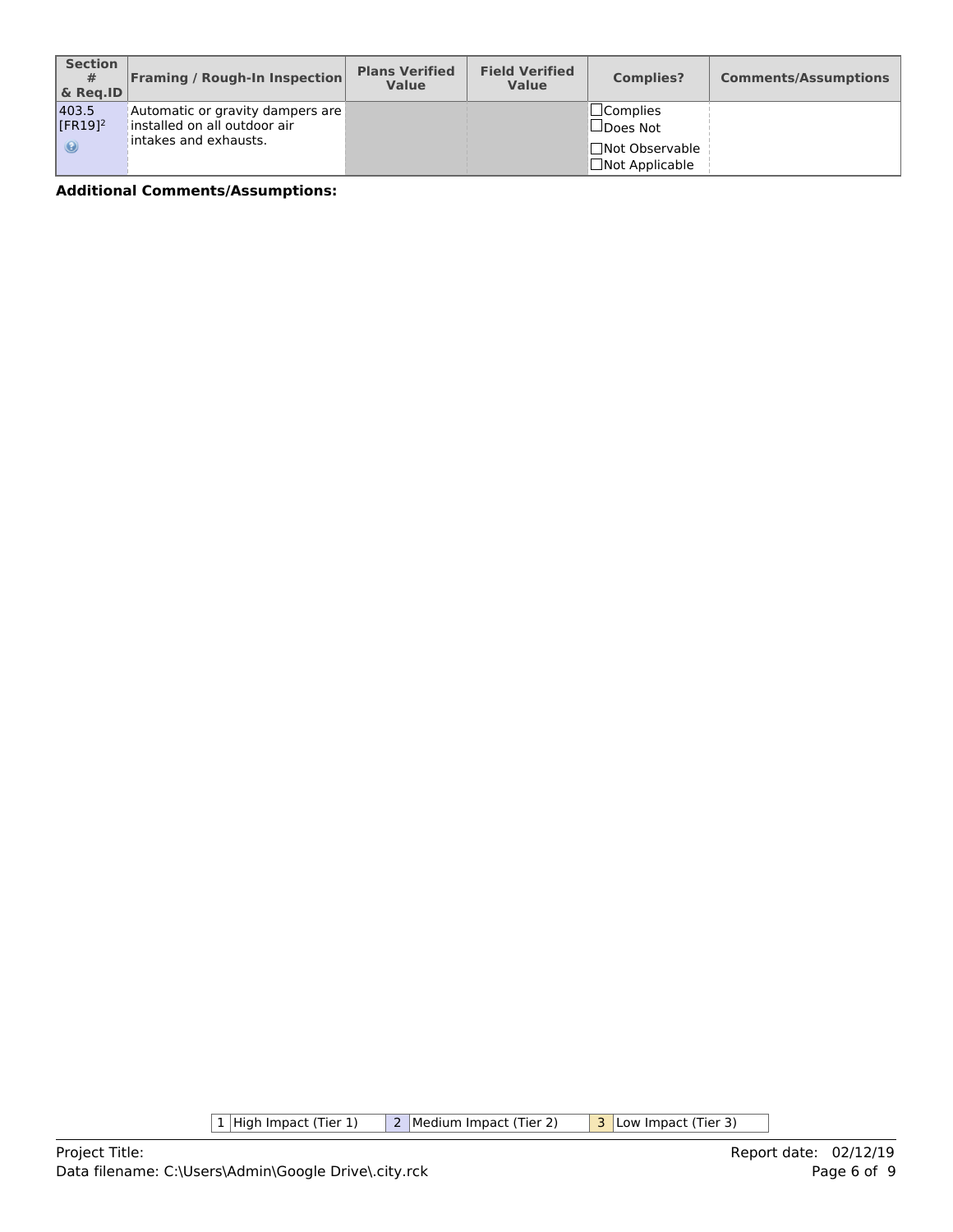| Section # & Req.ID | Framing / Rough-In Inspection | Plans Verified Value | Field Verified Value | Complies? | Comments/Assumptions |
|---|---|---|---|---|---|
| 403.5 [FR19][2] | Automatic or gravity dampers are installed on all outdoor air intakes and exhausts. | | | ☐Complies ☐Does Not ☐Not Observable ☐Not Applicable | |

**Additional Comments/Assumptions:**

| 1 | High Impact (Tier 1) | 2 | Medium Impact (Tier 2) | 3 | Low Impact (Tier 3) |
|---|---|---|---|---|---|

Project Title:
Data filename: C:\Users\Admin\Google Drive\.city.rck

Report date: 02/12/19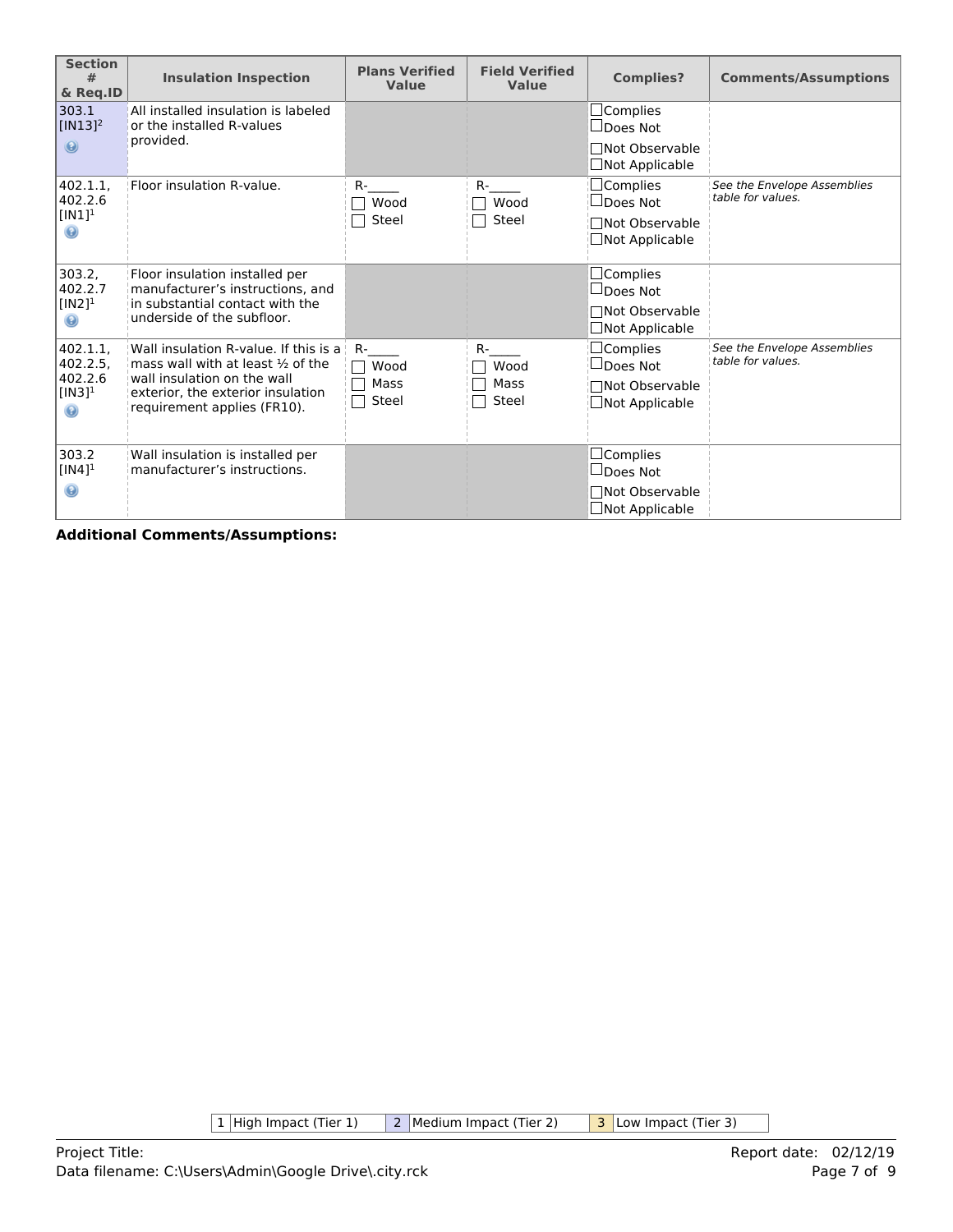| Section # & Req.ID | Insulation Inspection | Plans Verified Value | Field Verified Value | Complies? | Comments/Assumptions |
|---|---|---|---|---|---|
| 303.1 [IN13][2] | All installed insulation is labeled or the installed R-values provided. | | | ☐Complies ☐Does Not ☐Not Observable ☐Not Applicable | |
| 402.1.1, 402.2.6 [IN1][1] | Floor insulation R-value. | R-_____ ☐ Wood ☐ Steel | R-_____ ☐ Wood ☐ Steel | ☐Complies ☐Does Not ☐Not Observable ☐Not Applicable | *See the Envelope Assemblies table for values.* |
| 303.2, 402.2.7 [IN2][1] | Floor insulation installed per manufacturer's instructions, and in substantial contact with the underside of the subfloor. | | | ☐Complies ☐Does Not ☐Not Observable ☐Not Applicable | |
| 402.1.1, 402.2.5, 402.2.6 [IN3][1] | Wall insulation R-value. If this is a mass wall with at least ½ of the wall insulation on the wall exterior, the exterior insulation requirement applies (FR10). | R-_____ ☐ Wood ☐ Mass ☐ Steel | R-_____ ☐ Wood ☐ Mass ☐ Steel | ☐Complies ☐Does Not ☐Not Observable ☐Not Applicable | *See the Envelope Assemblies table for values.* |
| 303.2 [IN4][1] | Wall insulation is installed per manufacturer's instructions. | | | ☐Complies ☐Does Not ☐Not Observable ☐Not Applicable | |

**Additional Comments/Assumptions:**

| 1 | High Impact (Tier 1) | 2 | Medium Impact (Tier 2) | 3 | Low Impact (Tier 3) |
|---|---|---|---|---|---|

Project Title:
Data filename: C:\Users\Admin\Google Drive\.city.rck

Report date: 02/12/19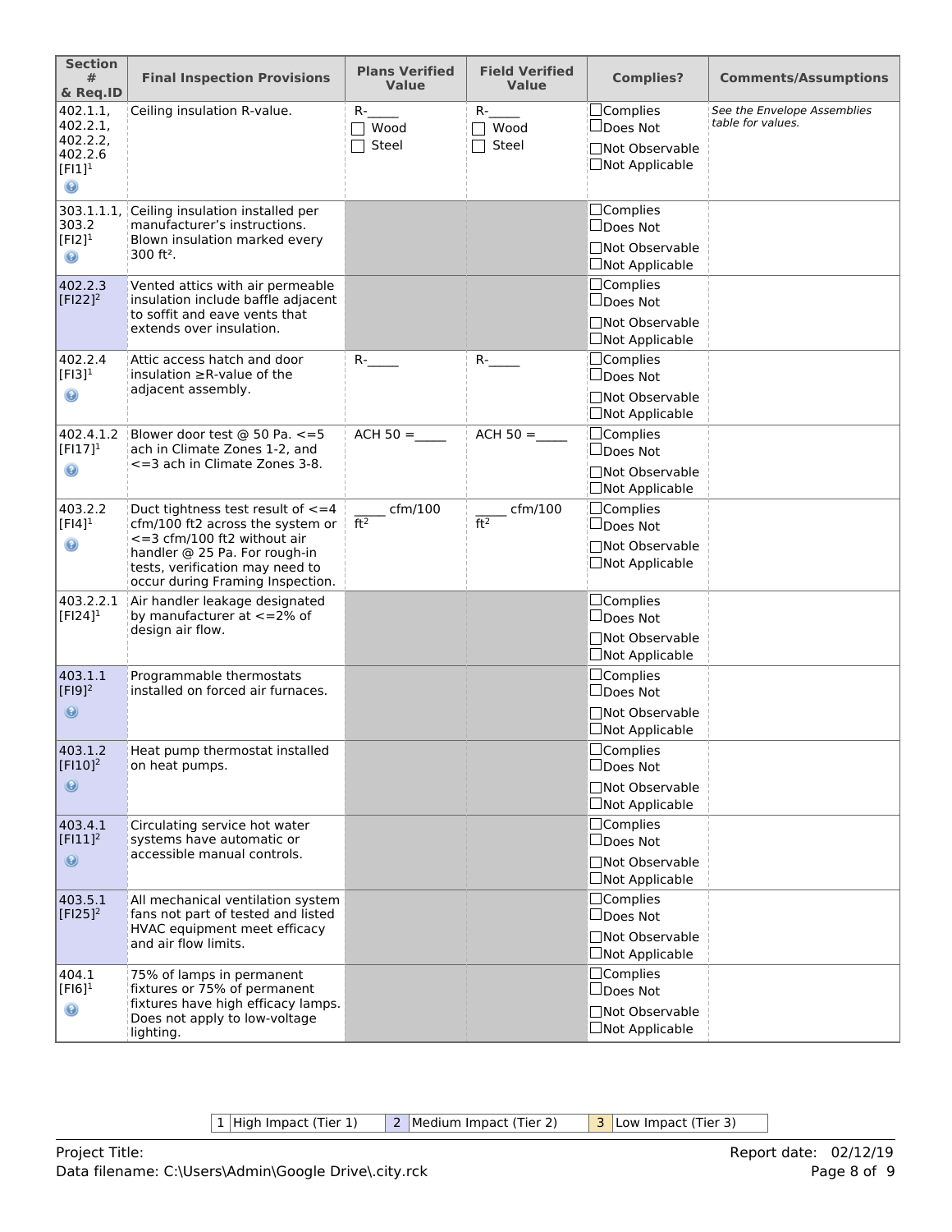| Section # & Req.ID | Final Inspection Provisions | Plans Verified Value | Field Verified Value | Complies? | Comments/Assumptions |
|---|---|---|---|---|---|
| 402.1.1, 402.2.1, 402.2.2, 402.2.6 [FI1][1] | Ceiling insulation R-value. | R-_____ ☐ Wood ☐ Steel | R-_____ ☐ Wood ☐ Steel | ☐Complies ☐Does Not ☐Not Observable ☐Not Applicable | *See the Envelope Assemblies table for values.* |
| 303.1.1.1, 303.2 [FI2][1] | Ceiling insulation installed per manufacturer's instructions. Blown insulation marked every 300 ft². | | | ☐Complies ☐Does Not ☐Not Observable ☐Not Applicable | |
| 402.2.3 [FI22][2] | Vented attics with air permeable insulation include baffle adjacent to soffit and eave vents that extends over insulation. | | | ☐Complies ☐Does Not ☐Not Observable ☐Not Applicable | |
| 402.2.4 [FI3][1] | Attic access hatch and door insulation ≥R-value of the adjacent assembly. | R-_____ | R-_____ | ☐Complies ☐Does Not ☐Not Observable ☐Not Applicable | |
| 402.4.1.2 [FI17][1] | Blower door test @ 50 Pa. <=5 ach in Climate Zones 1-2, and <=3 ach in Climate Zones 3-8. | ACH 50 = _____ | ACH 50 = _____ | ☐Complies ☐Does Not ☐Not Observable ☐Not Applicable | |
| 403.2.2 [FI4][1] | Duct tightness test result of <=4 cfm/100 ft2 across the system or <=3 cfm/100 ft2 without air handler @ 25 Pa. For rough-in tests, verification may need to occur during Framing Inspection. | _____ cfm/100 ft² | _____ cfm/100 ft² | ☐Complies ☐Does Not ☐Not Observable ☐Not Applicable | |
| 403.2.2.1 [FI24][1] | Air handler leakage designated by manufacturer at <=2% of design air flow. | | | ☐Complies ☐Does Not ☐Not Observable ☐Not Applicable | |
| 403.1.1 [FI9][2] | Programmable thermostats installed on forced air furnaces. | | | ☐Complies ☐Does Not ☐Not Observable ☐Not Applicable | |
| 403.1.2 [FI10][2] | Heat pump thermostat installed on heat pumps. | | | ☐Complies ☐Does Not ☐Not Observable ☐Not Applicable | |
| 403.4.1 [FI11][2] | Circulating service hot water systems have automatic or accessible manual controls. | | | ☐Complies ☐Does Not ☐Not Observable ☐Not Applicable | |
| 403.5.1 [FI25][2] | All mechanical ventilation system fans not part of tested and listed HVAC equipment meet efficacy and air flow limits. | | | ☐Complies ☐Does Not ☐Not Observable ☐Not Applicable | |
| 404.1 [FI6][1] | 75% of lamps in permanent fixtures or 75% of permanent fixtures have high efficacy lamps. Does not apply to low-voltage lighting. | | | ☐Complies ☐Does Not ☐Not Observable ☐Not Applicable | |

| 1 | High Impact (Tier 1) | 2 | Medium Impact (Tier 2) | 3 | Low Impact (Tier 3) |
|---|---|---|---|---|---|

Project Title: | Report date: 02/12/19
Data filename: C:\Users\Admin\Google Drive\.city.rck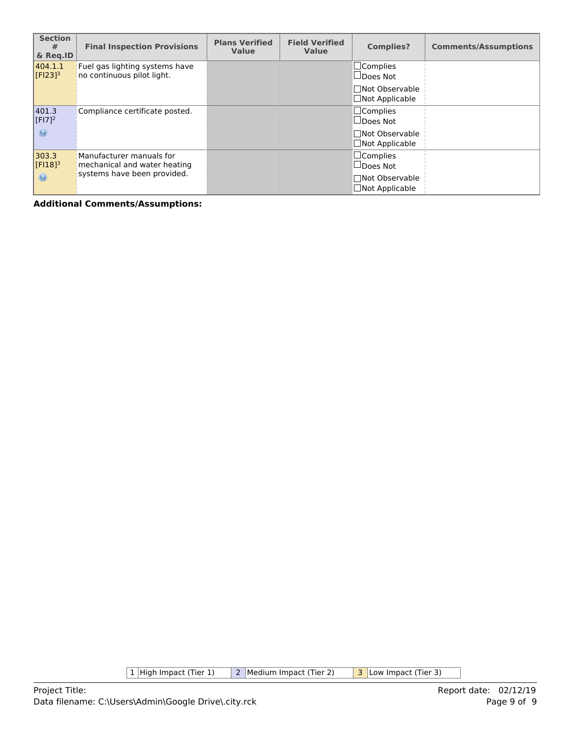| Section # & Req.ID | Final Inspection Provisions | Plans Verified Value | Field Verified Value | Complies? | Comments/Assumptions |
|---|---|---|---|---|---|
| 404.1.1 [FI23][3] | Fuel gas lighting systems have no continuous pilot light. | | | ☐Complies ☐Does Not ☐Not Observable ☐Not Applicable | |
| 401.3 [FI7][2] | Compliance certificate posted. | | | ☐Complies ☐Does Not ☐Not Observable ☐Not Applicable | |
| 303.3 [FI18][3] | Manufacturer manuals for mechanical and water heating systems have been provided. | | | ☐Complies ☐Does Not ☐Not Observable ☐Not Applicable | |

**Additional Comments/Assumptions:**

| 1 | High Impact (Tier 1) | 2 | Medium Impact (Tier 2) | 3 | Low Impact (Tier 3) |
|---|---|---|---|---|---|

Project Title:
Data filename: C:\Users\Admin\Google Drive\.city.rck

Report date: 02/12/19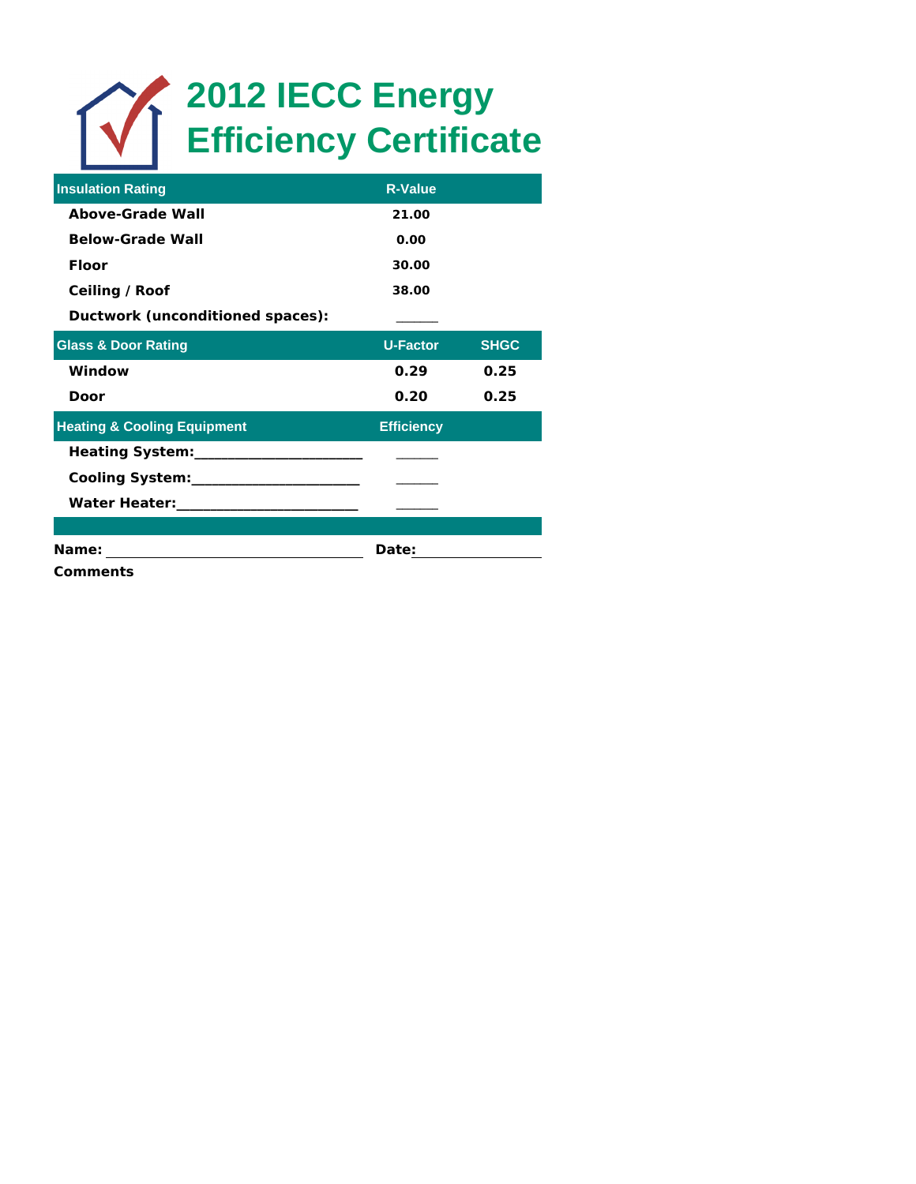# 2012 IECC Energy Efficiency Certificate

| Insulation Rating | R-Value | |
|---|---|---|
| Above-Grade Wall | 21.00 | |
| Below-Grade Wall | 0.00 | |
| Floor | 30.00 | |
| Ceiling / Roof | 38.00 | |
| Ductwork (unconditioned spaces): | _____ | |
| **Glass & Door Rating** | **U-Factor** | **SHGC** |
| Window | 0.29 | 0.25 |
| Door | 0.20 | 0.25 |
| **Heating & Cooling Equipment** | **Efficiency** | |
| Heating System:____________________ | _____ | |
| Cooling System:____________________ | _____ | |
| Water Heater:______________________ | _____ | |

**Name:** ______________________________ **Date:** ______________

**Comments**